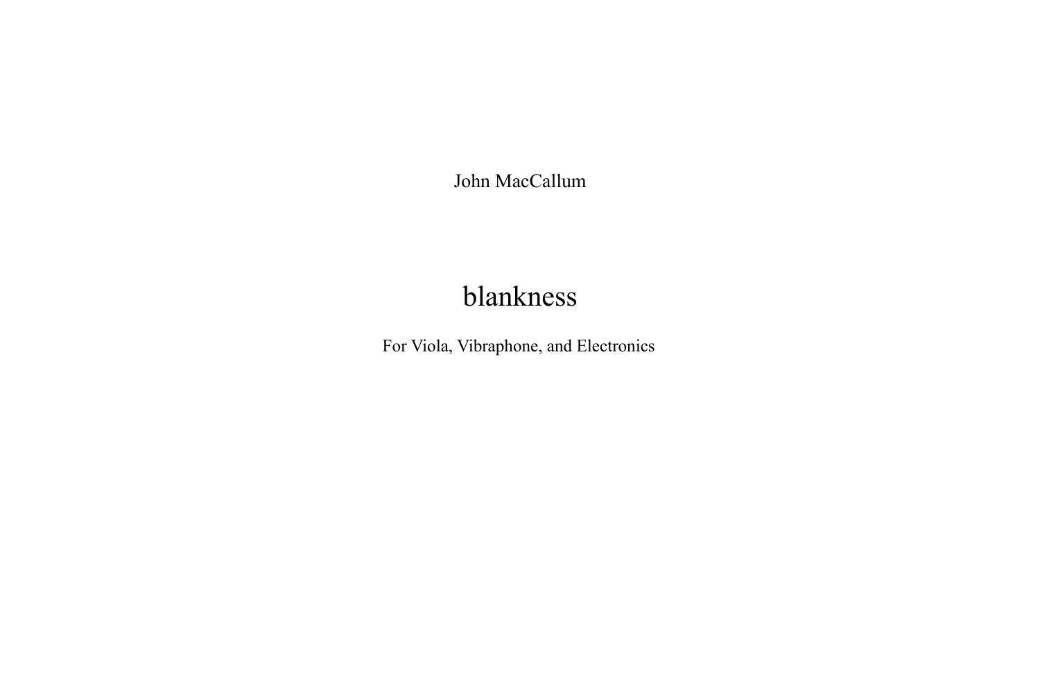John MacCallum

# blankness

For Viola, Vibraphone, and Electronics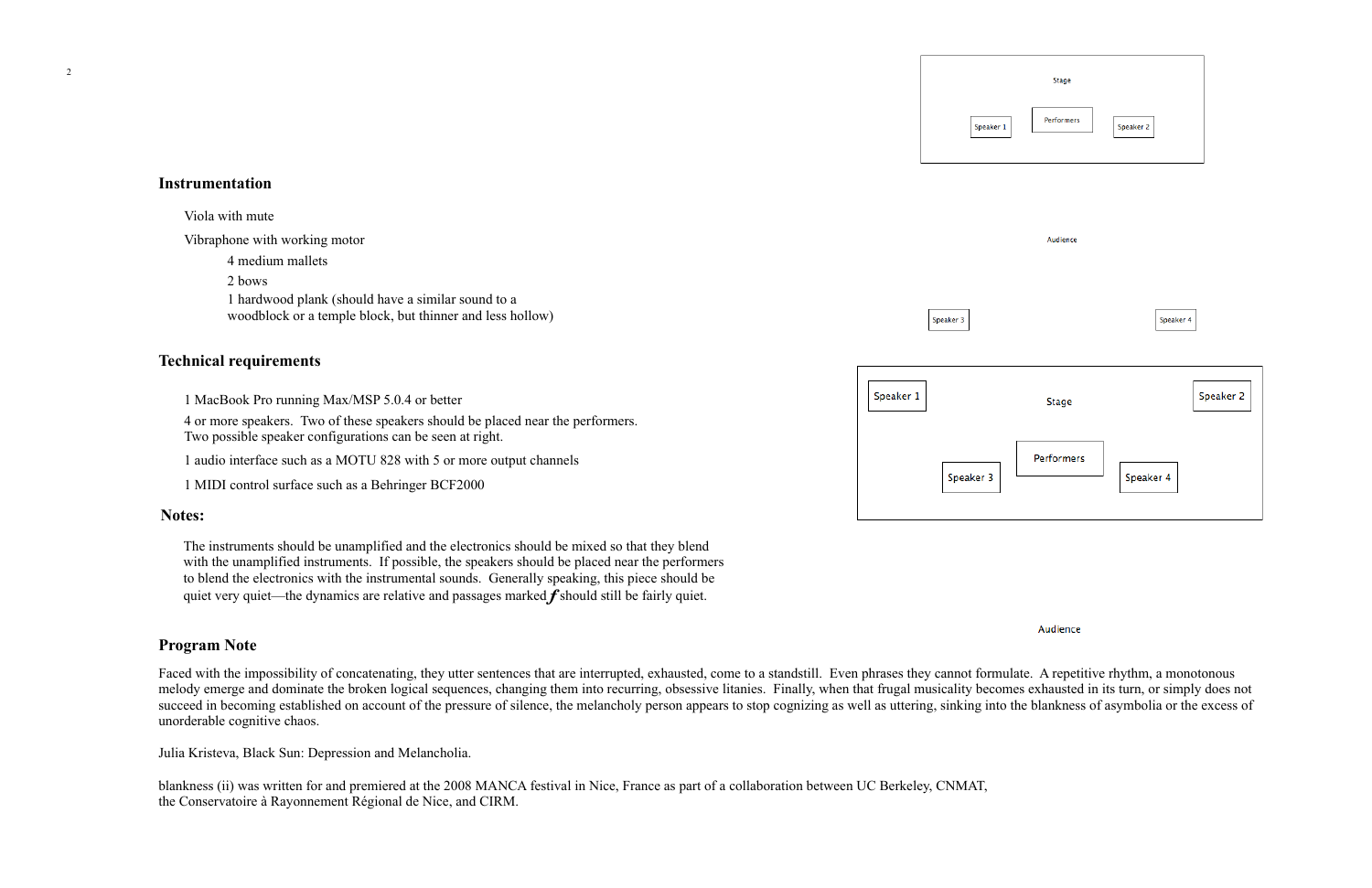## Instrumentation

Viola with mute

Vibraphone with working motor

- 4 medium mallets
- 2 bows
- 1 hardwood plank (should have a similar sound to a woodblock or a temple block, but thinner and less hollow)

## Technical requirements

1 MacBook Pro running Max/MSP 5.0.4 or better

4 or more speakers. Two of these speakers should be placed near the performers. Two possible speaker configurations can be seen at right.

1 audio interface such as a MOTU 828 with 5 or more output channels

1 MIDI control surface such as a Behringer BCF2000

Stage

Speaker 1 Performers Speaker 2

Audience

Speaker 3 Speaker 4

Speaker 1 Stage Speaker 2

Performers

Speaker 3 Speaker 4

Audience

## Notes:

The instruments should be unamplified and the electronics should be mixed so that they blend with the unamplified instruments. If possible, the speakers should be placed near the performers to blend the electronics with the instrumental sounds. Generally speaking, this piece should be quiet very quiet—the dynamics are relative and passages marked ***f*** should still be fairly quiet.

## Program Note

Faced with the impossibility of concatenating, they utter sentences that are interrupted, exhausted, come to a standstill. Even phrases they cannot formulate. A repetitive rhythm, a monotonous melody emerge and dominate the broken logical sequences, changing them into recurring, obsessive litanies. Finally, when that frugal musicality becomes exhausted in its turn, or simply does not succeed in becoming established on account of the pressure of silence, the melancholy person appears to stop cognizing as well as uttering, sinking into the blankness of asymbolia or the excess of unorderable cognitive chaos.

Julia Kristeva, Black Sun: Depression and Melancholia.

blankness (ii) was written for and premiered at the 2008 MANCA festival in Nice, France as part of a collaboration between UC Berkeley, CNMAT, the Conservatoire à Rayonnement Régional de Nice, and CIRM.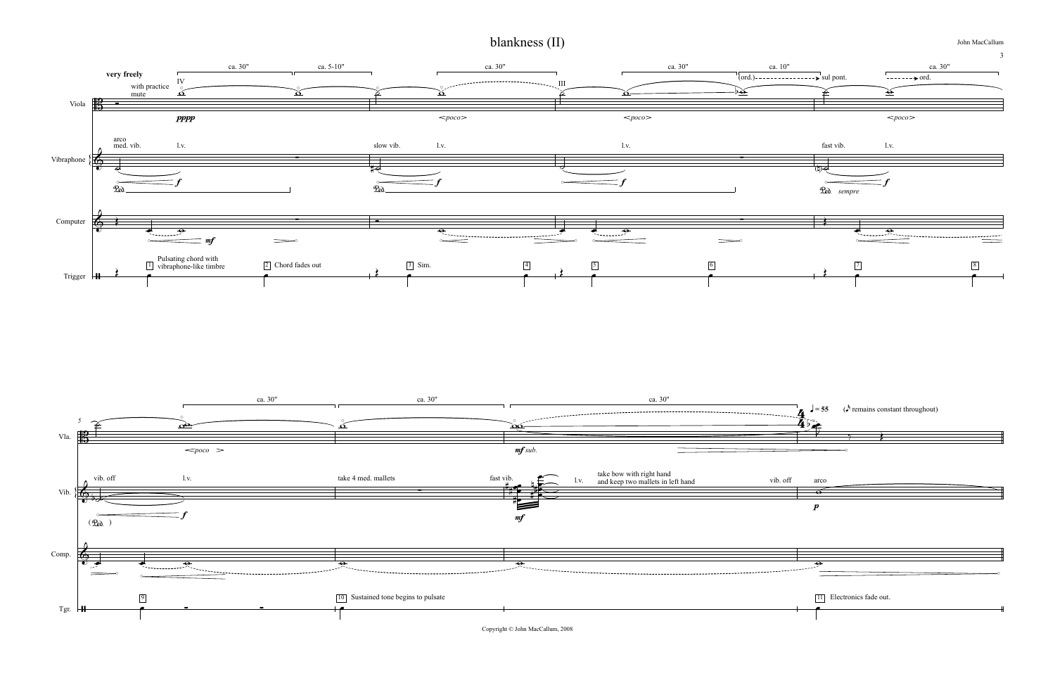# blankness (II)

John MacCallum

Copyright © John MacCallum, 2008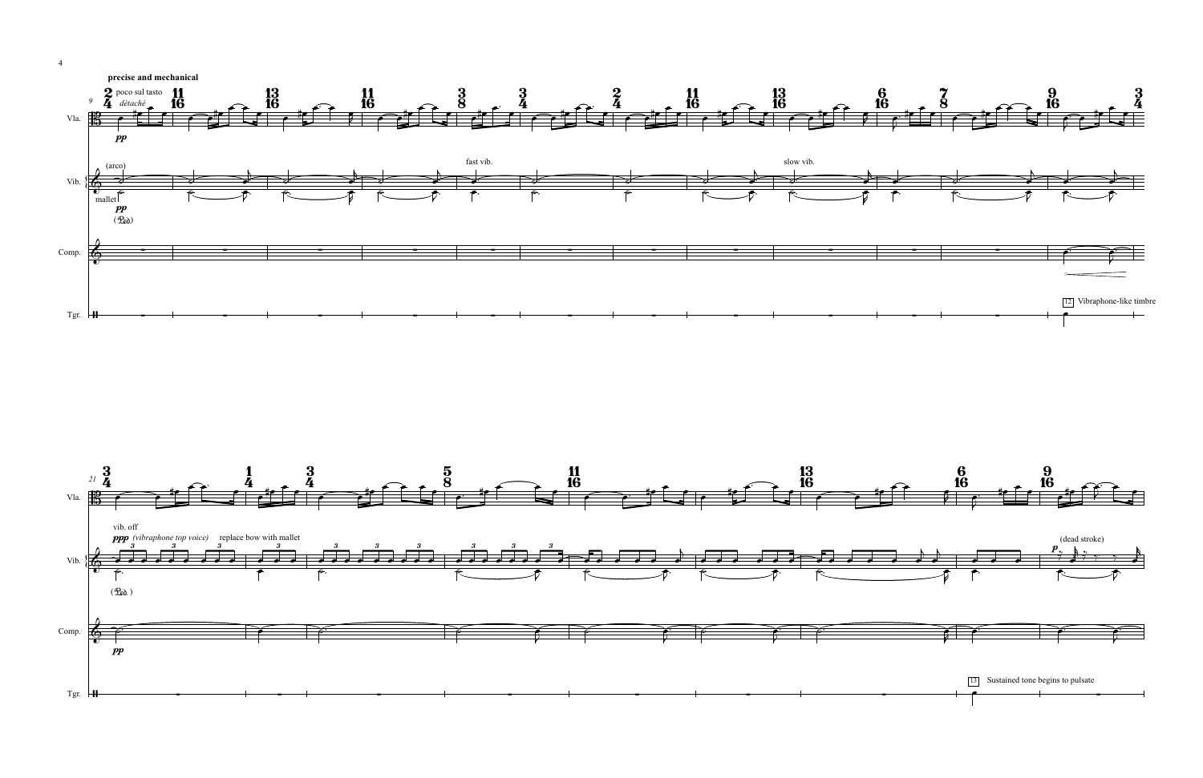**precise and mechanical**

9

Vla. — poco sul tasto, *détaché*, *pp*

Vib. — (arco), mallet, *pp*, (Ped.), fast vib., slow vib.

Comp.

Tgr. — 12 Vibraphone-like timbre

21

Vla.

Vib. — vib. off, *ppp* *(vibraphone top voice)*, replace bow with mallet, (Ped.), (dead stroke), *p*

Comp. — *pp*

Tgr. — 13 Sustained tone begins to pulsate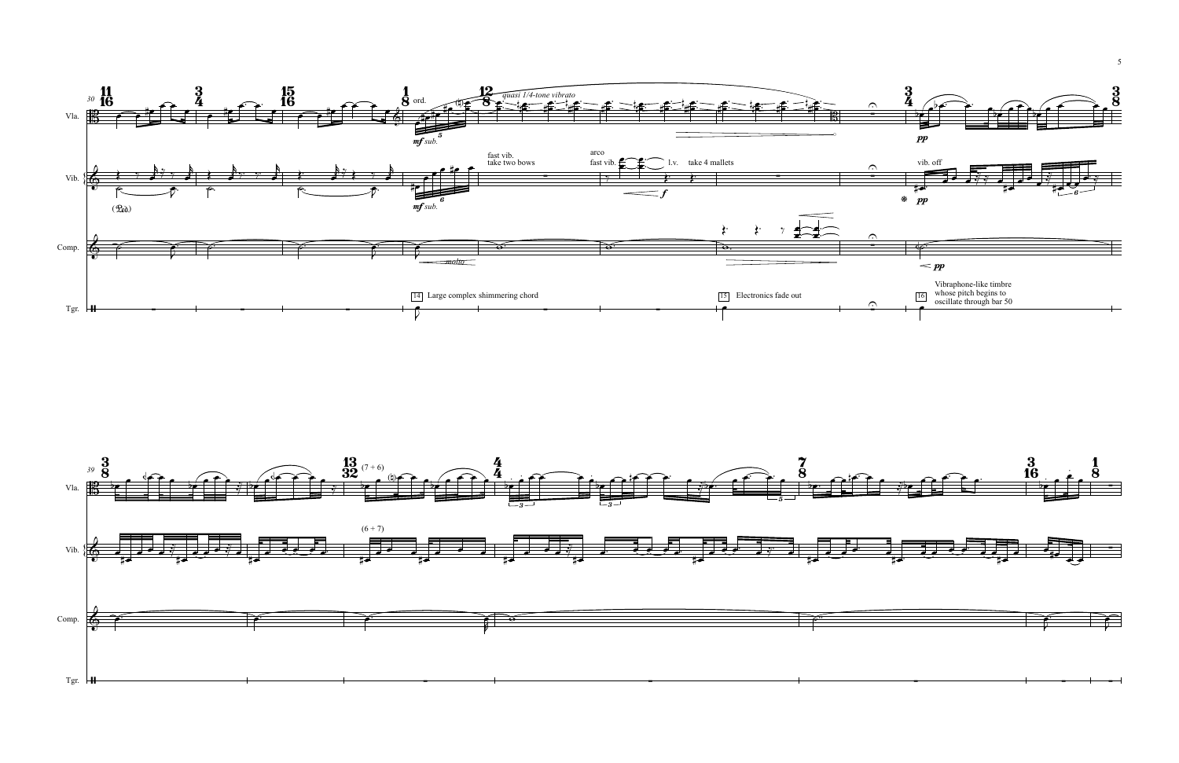Vla.

Vib.

Comp.

Tgr.

ord.

quasi 1/4-tone vibrato

*mf sub.*

fast vib.
take two bows

arco
fast vib.

l.v. take 4 mallets

vib. off

*f*

*pp*

(Ped.)

molto

14 Large complex shimmering chord

15 Electronics fade out

16 Vibraphone-like timbre whose pitch begins to oscillate through bar 50

(7 + 6)

(6 + 7)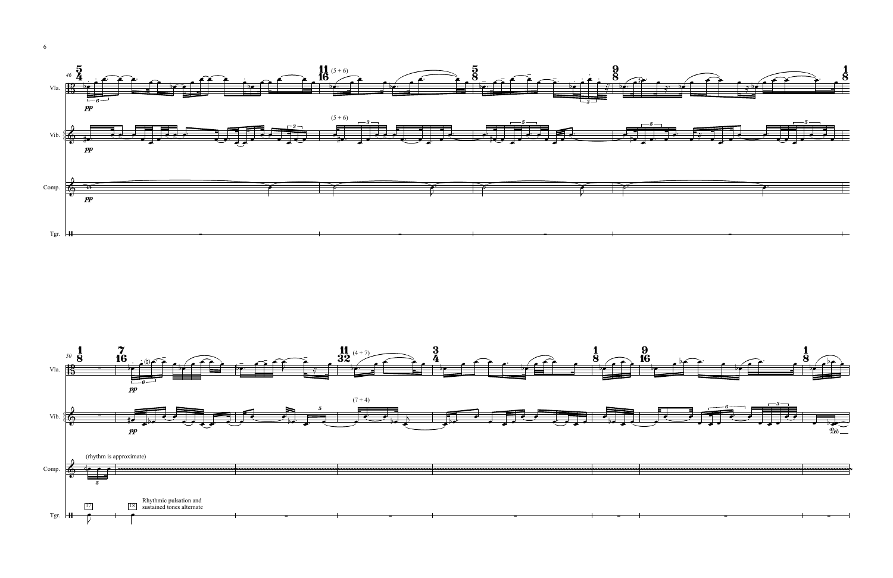Vla.

Vib.

Comp.

Tgr.

(5 + 6)

(5 + 6)

Vla.

Vib.

Comp.

Tgr.

(4 + 7)

(7 + 4)

(rhythm is approximate)

17

18 Rhythmic pulsation and sustained tones alternate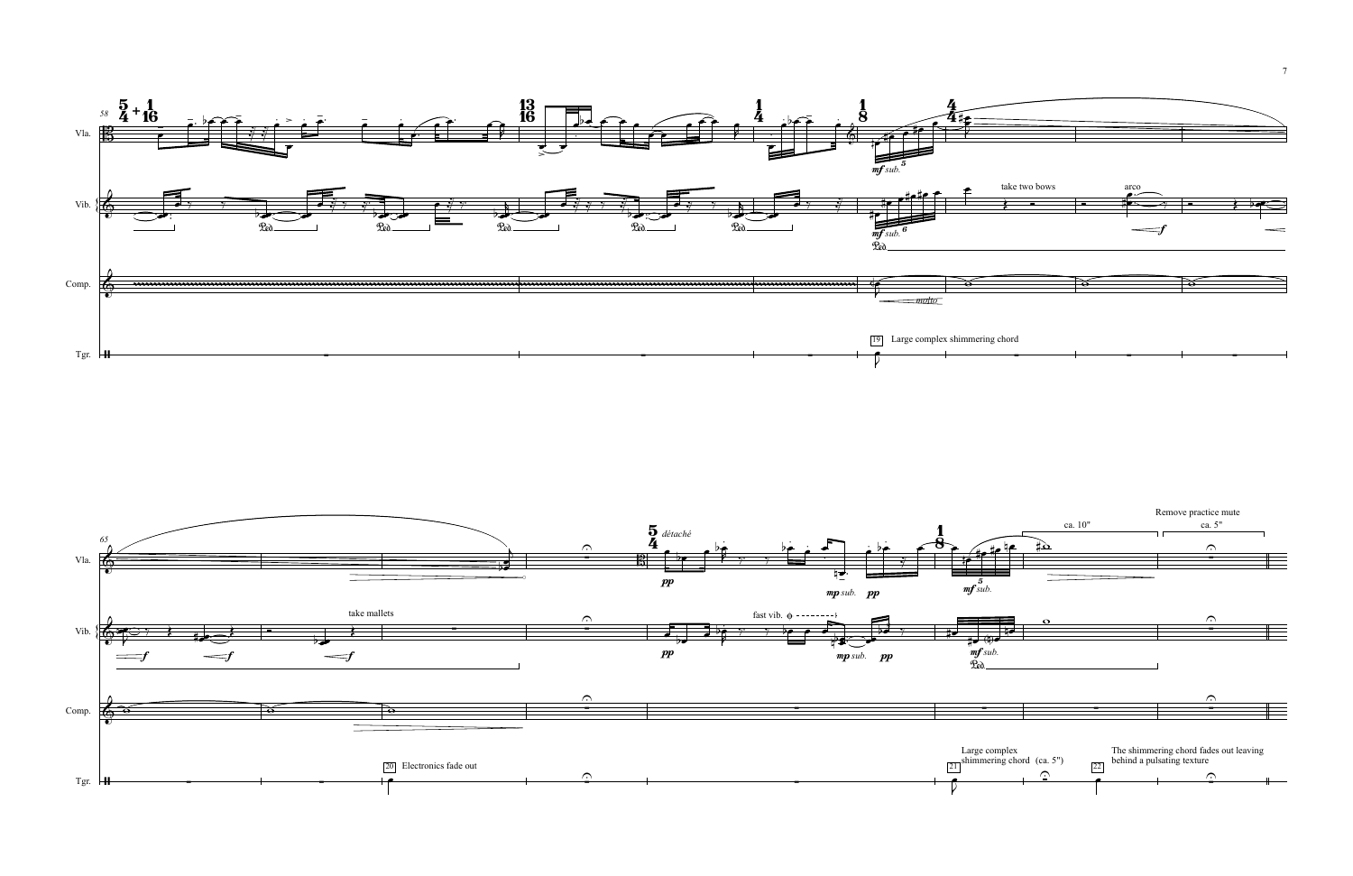Vla.

Vib.

Comp.

Tgr.

*mf sub.*

take two bows

arco

*mf sub.*

*molto*

19 Large complex shimmering chord

take mallets

20 Electronics fade out

*détaché*

*pp*

*mp sub.* *pp*

*mf sub.*

ca. 10"

Remove practice mute

ca. 5"

fast vib.

*pp*

*mp sub.* *pp*

*mf sub.*

21 Large complex shimmering chord (ca. 5")

22 The shimmering chord fades out leaving behind a pulsating texture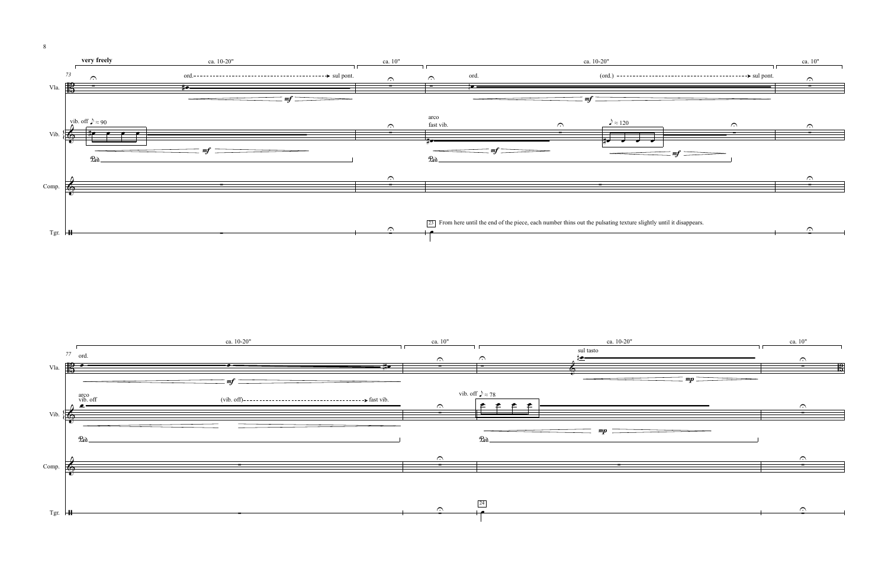**very freely**

23 From here until the end of the piece, each number thins out the pulsating texture slightly until it disappears.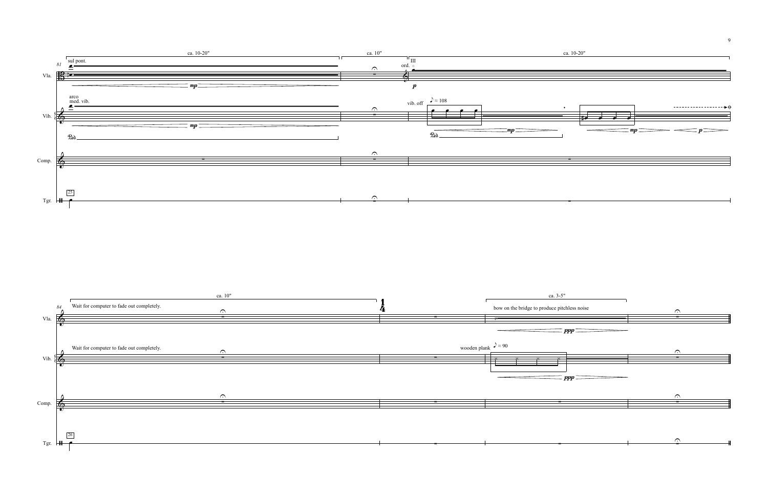ca. 10-20"

ca. 10"

ca. 10-20"

81

sul pont.

Vla.

*mp*

ord.

III

*p*

arco

med. vib.

Vib.

*mp*

Ped.

vib. off

♪ ≈ 108

*mp*

Ped.

*mp*

*p*

Comp.

25

Tgr.

ca. 10"

ca. 3-5"

84

Wait for computer to fade out completely.

1
4

bow on the bridge to produce pitchless noise

Vla.

*ppp*

Wait for computer to fade out completely.

wooden plank

♪ ≈ 90

Vib.

*ppp*

Comp.

26

Tgr.